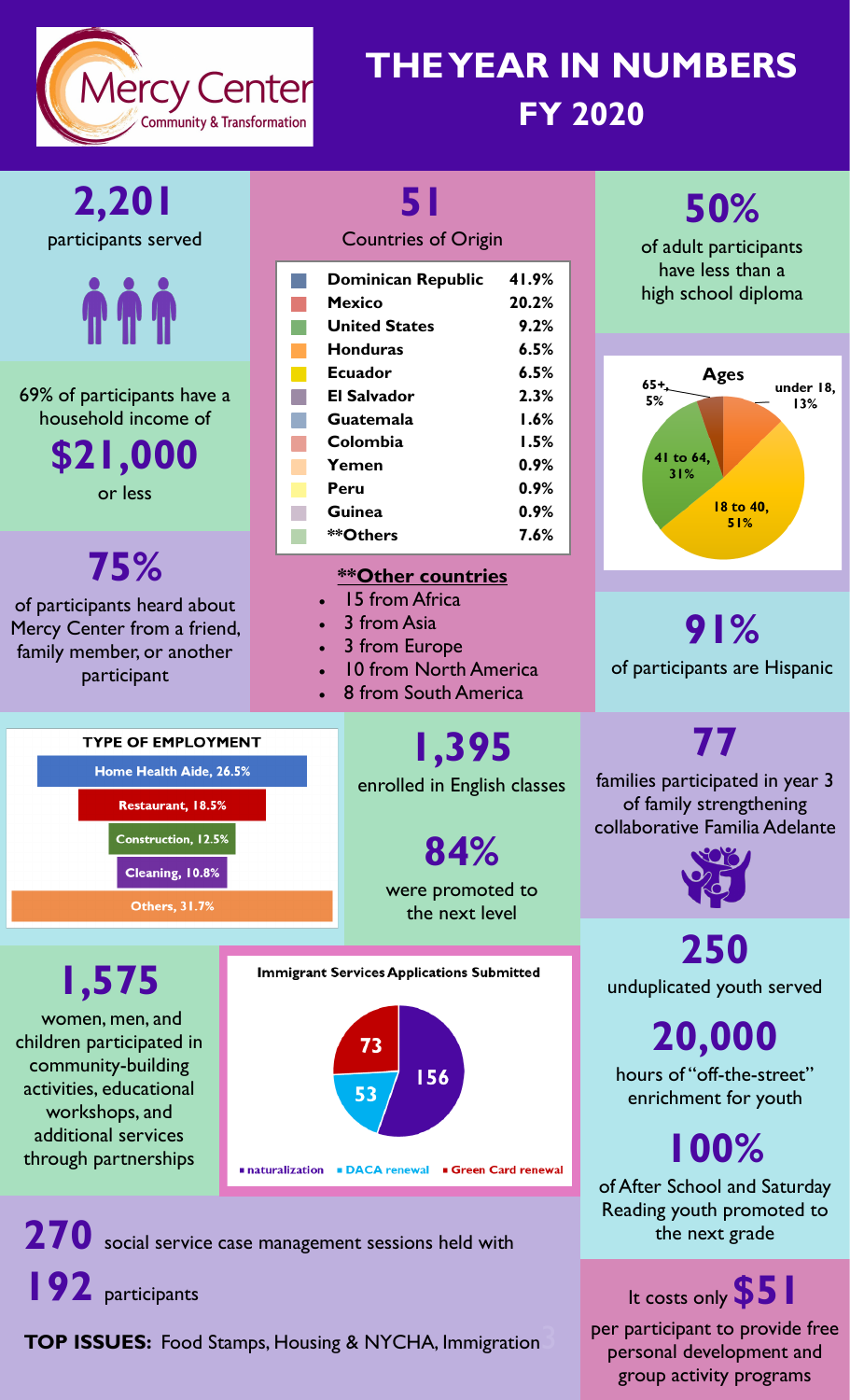# THE YEAR IN NUMBERS
## FY 2020

Mercy Center – Community & Transformation

## 2,201
participants served

69% of participants have a household income of

## $21,000
or less

## 75%
of participants heard about Mercy Center from a friend, family member, or another participant

## 51
Countries of Origin

| Country | Percentage |
|---|---|
| Dominican Republic | 41.9% |
| Mexico | 20.2% |
| United States | 9.2% |
| Honduras | 6.5% |
| Ecuador | 6.5% |
| El Salvador | 2.3% |
| Guatemala | 1.6% |
| Colombia | 1.5% |
| Yemen | 0.9% |
| Peru | 0.9% |
| Guinea | 0.9% |
| **Others | 7.6% |

**Other countries**
- 15 from Africa
- 3 from Asia
- 3 from Europe
- 10 from North America
- 8 from South America

## 50%
of adult participants have less than a high school diploma

**Ages**
- under 18, 13%
- 18 to 40, 51%
- 41 to 64, 31%
- 65+, 5%

## 91%
of participants are Hispanic

**TYPE OF EMPLOYMENT**
- Home Health Aide, 26.5%
- Restaurant, 18.5%
- Construction, 12.5%
- Cleaning, 10.8%
- Others, 31.7%

## 1,395
enrolled in English classes

## 84%
were promoted to the next level

## 77
families participated in year 3 of family strengthening collaborative Familia Adelante

## 1,575
women, men, and children participated in community-building activities, educational workshops, and additional services through partnerships

**Immigrant Services Applications Submitted**
- naturalization: 156
- DACA renewal: 53
- Green Card renewal: 73

## 250
unduplicated youth served

## 20,000
hours of "off-the-street" enrichment for youth

## 100%
of After School and Saturday Reading youth promoted to the next grade

**270** social service case management sessions held with **192** participants

**TOP ISSUES:** Food Stamps, Housing & NYCHA, Immigration

It costs only **$51** per participant to provide free personal development and group activity programs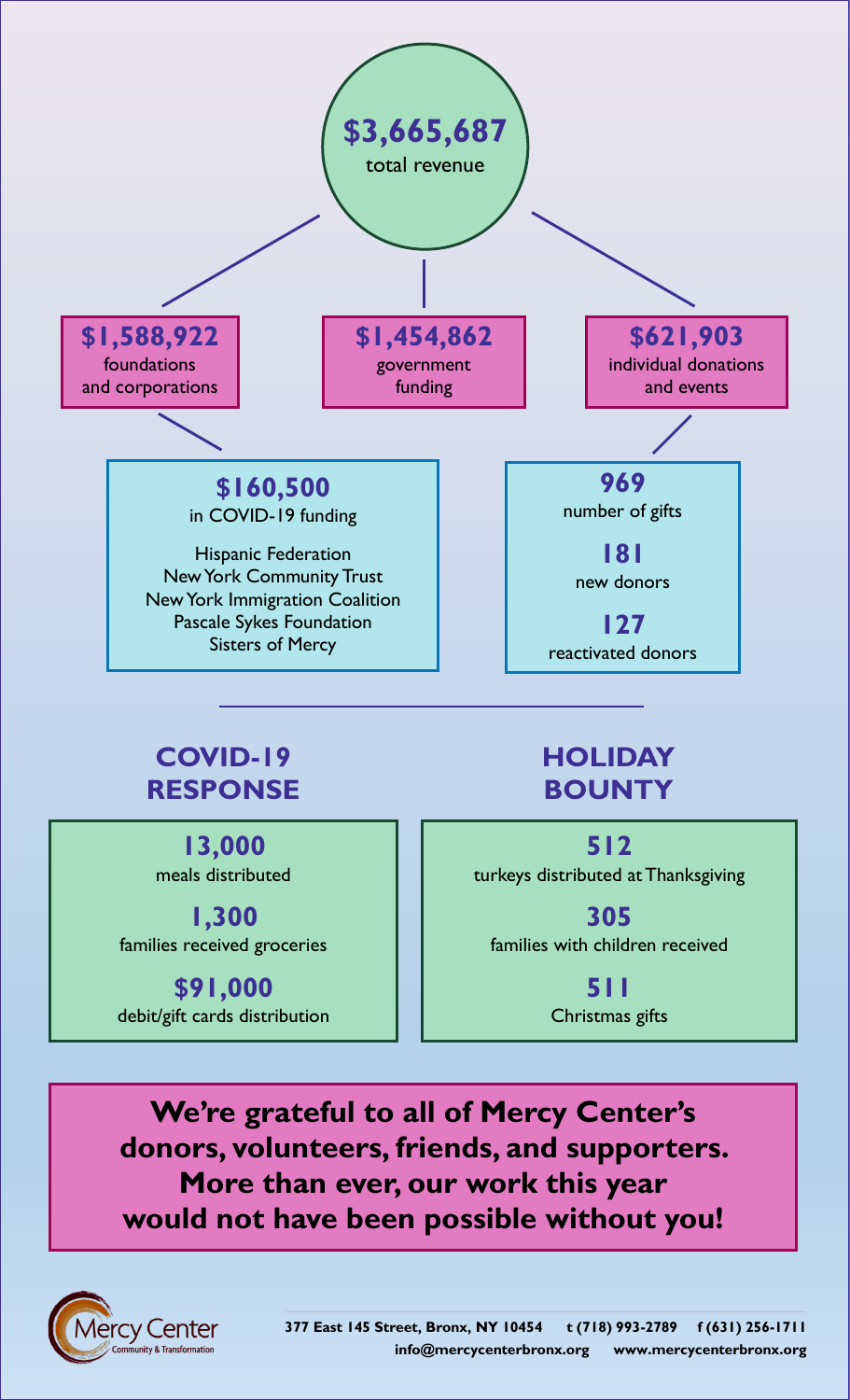**$3,665,687**
total revenue

**$1,588,922**
foundations and corporations

**$1,454,862**
government funding

**$621,903**
individual donations and events

**$160,500**
in COVID-19 funding

Hispanic Federation
New York Community Trust
New York Immigration Coalition
Pascale Sykes Foundation
Sisters of Mercy

**969**
number of gifts

**181**
new donors

**127**
reactivated donors

## COVID-19 RESPONSE

**13,000**
meals distributed

**1,300**
families received groceries

**$91,000**
debit/gift cards distribution

## HOLIDAY BOUNTY

**512**
turkeys distributed at Thanksgiving

**305**
families with children received

**511**
Christmas gifts

**We're grateful to all of Mercy Center's donors, volunteers, friends, and supporters. More than ever, our work this year would not have been possible without you!**

Mercy Center
Community & Transformation

377 East 145 Street, Bronx, NY 10454 t (718) 993-2789 f (631) 256-1711
info@mercycenterbronx.org www.mercycenterbronx.org